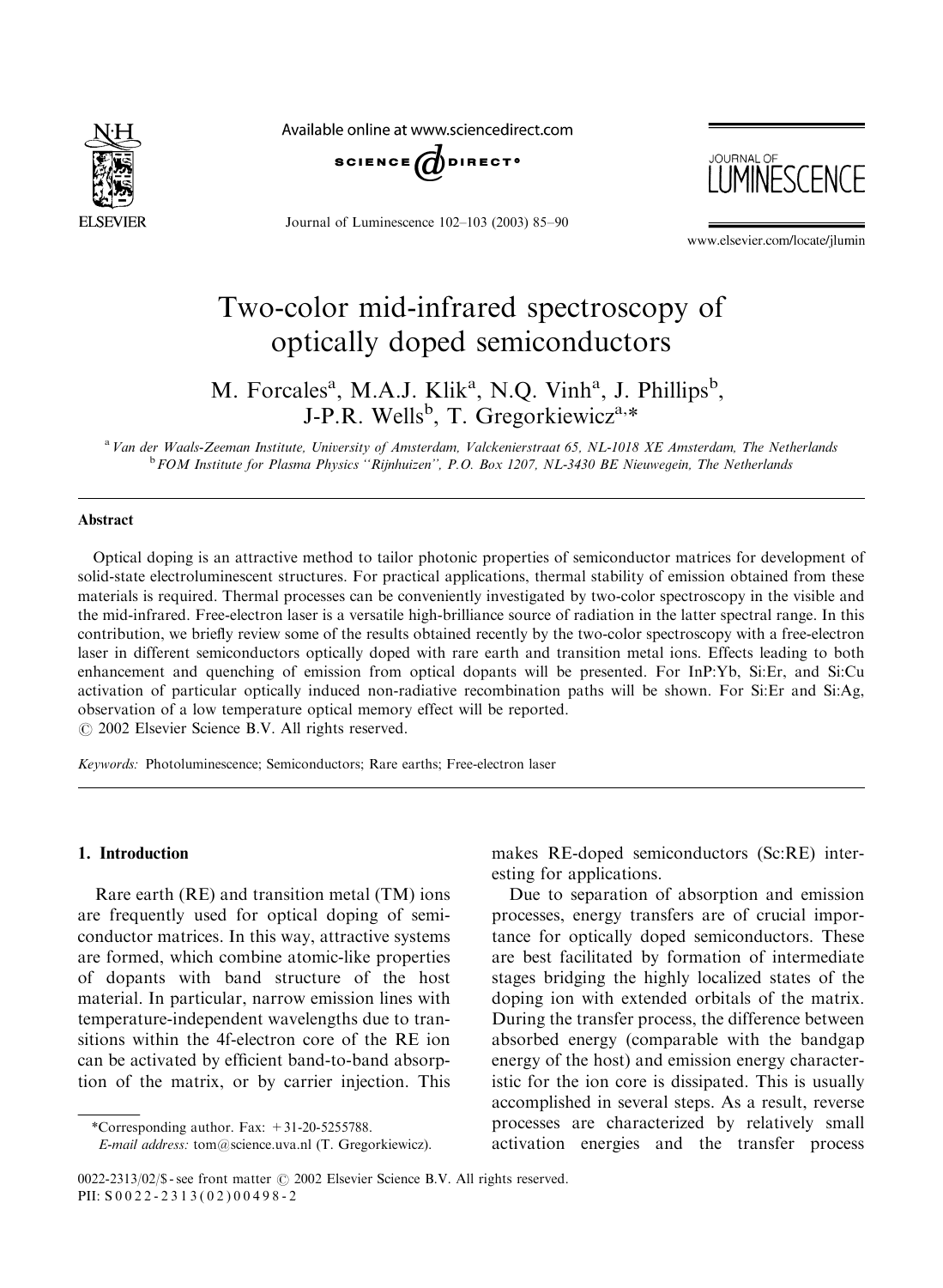# Two-color mid-infrared spectroscopy of optically doped semiconductors

M. Forcales[a], M.A.J. Klik[a], N.Q. Vinh[a], J. Phillips[b], J-P.R. Wells[b], T. Gregorkiewicz[a,*]

[a] Van der Waals-Zeeman Institute, University of Amsterdam, Valckenierstraat 65, NL-1018 XE Amsterdam, The Netherlands
[b] FOM Institute for Plasma Physics "Rijnhuizen", P.O. Box 1207, NL-3430 BE Nieuwegein, The Netherlands

## Abstract

Optical doping is an attractive method to tailor photonic properties of semiconductor matrices for development of solid-state electroluminescent structures. For practical applications, thermal stability of emission obtained from these materials is required. Thermal processes can be conveniently investigated by two-color spectroscopy in the visible and the mid-infrared. Free-electron laser is a versatile high-brilliance source of radiation in the latter spectral range. In this contribution, we briefly review some of the results obtained recently by the two-color spectroscopy with a free-electron laser in different semiconductors optically doped with rare earth and transition metal ions. Effects leading to both enhancement and quenching of emission from optical dopants will be presented. For InP:Yb, Si:Er, and Si:Cu activation of particular optically induced non-radiative recombination paths will be shown. For Si:Er and Si:Ag, observation of a low temperature optical memory effect will be reported.
© 2002 Elsevier Science B.V. All rights reserved.

*Keywords:* Photoluminescence; Semiconductors; Rare earths; Free-electron laser

## 1. Introduction

Rare earth (RE) and transition metal (TM) ions are frequently used for optical doping of semiconductor matrices. In this way, attractive systems are formed, which combine atomic-like properties of dopants with band structure of the host material. In particular, narrow emission lines with temperature-independent wavelengths due to transitions within the 4f-electron core of the RE ion can be activated by efficient band-to-band absorption of the matrix, or by carrier injection. This makes RE-doped semiconductors (Sc:RE) interesting for applications.

Due to separation of absorption and emission processes, energy transfers are of crucial importance for optically doped semiconductors. These are best facilitated by formation of intermediate stages bridging the highly localized states of the doping ion with extended orbitals of the matrix. During the transfer process, the difference between absorbed energy (comparable with the bandgap energy of the host) and emission energy characteristic for the ion core is dissipated. This is usually accomplished in several steps. As a result, reverse processes are characterized by relatively small activation energies and the transfer process

*Corresponding author. Fax: +31-20-5255788.
*E-mail address:* tom@science.uva.nl (T. Gregorkiewicz).

0022-2313/02/$ - see front matter © 2002 Elsevier Science B.V. All rights reserved.
PII: S0022-2313(02)00498-2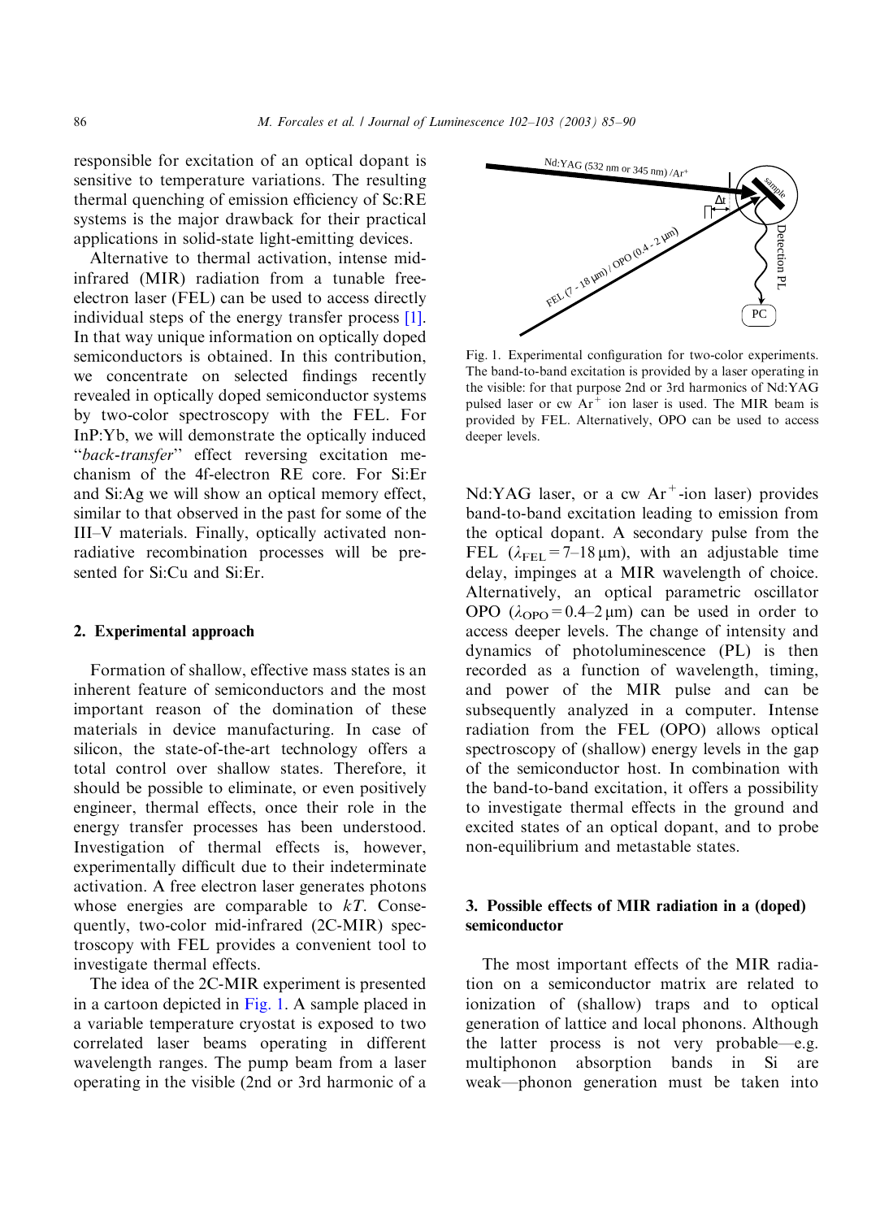responsible for excitation of an optical dopant is sensitive to temperature variations. The resulting thermal quenching of emission efficiency of Sc:RE systems is the major drawback for their practical applications in solid-state light-emitting devices.

Alternative to thermal activation, intense mid-infrared (MIR) radiation from a tunable free-electron laser (FEL) can be used to access directly individual steps of the energy transfer process [1]. In that way unique information on optically doped semiconductors is obtained. In this contribution, we concentrate on selected findings recently revealed in optically doped semiconductor systems by two-color spectroscopy with the FEL. For InP:Yb, we will demonstrate the optically induced "*back-transfer*" effect reversing excitation mechanism of the 4f-electron RE core. For Si:Er and Si:Ag we will show an optical memory effect, similar to that observed in the past for some of the III–V materials. Finally, optically activated non-radiative recombination processes will be presented for Si:Cu and Si:Er.

## 2. Experimental approach

Formation of shallow, effective mass states is an inherent feature of semiconductors and the most important reason of the domination of these materials in device manufacturing. In case of silicon, the state-of-the-art technology offers a total control over shallow states. Therefore, it should be possible to eliminate, or even positively engineer, thermal effects, once their role in the energy transfer processes has been understood. Investigation of thermal effects is, however, experimentally difficult due to their indeterminate activation. A free electron laser generates photons whose energies are comparable to $kT$. Consequently, two-color mid-infrared (2C-MIR) spectroscopy with FEL provides a convenient tool to investigate thermal effects.

The idea of the 2C-MIR experiment is presented in a cartoon depicted in Fig. 1. A sample placed in a variable temperature cryostat is exposed to two correlated laser beams operating in different wavelength ranges. The pump beam from a laser operating in the visible (2nd or 3rd harmonic of a Nd:YAG laser, or a cw $Ar^+$-ion laser) provides band-to-band excitation leading to emission from the optical dopant. A secondary pulse from the FEL ($\lambda_{FEL} = 7$–$18\,\mu m$), with an adjustable time delay, impinges at a MIR wavelength of choice. Alternatively, an optical parametric oscillator OPO ($\lambda_{OPO} = 0.4$–$2\,\mu m$) can be used in order to access deeper levels. The change of intensity and dynamics of photoluminescence (PL) is then recorded as a function of wavelength, timing, and power of the MIR pulse and can be subsequently analyzed in a computer. Intense radiation from the FEL (OPO) allows optical spectroscopy of (shallow) energy levels in the gap of the semiconductor host. In combination with the band-to-band excitation, it offers a possibility to investigate thermal effects in the ground and excited states of an optical dopant, and to probe non-equilibrium and metastable states.

Fig. 1. Experimental configuration for two-color experiments. The band-to-band excitation is provided by a laser operating in the visible: for that purpose 2nd or 3rd harmonics of Nd:YAG pulsed laser or cw $Ar^+$ ion laser is used. The MIR beam is provided by FEL. Alternatively, OPO can be used to access deeper levels.

## 3. Possible effects of MIR radiation in a (doped) semiconductor

The most important effects of the MIR radiation on a semiconductor matrix are related to ionization of (shallow) traps and to optical generation of lattice and local phonons. Although the latter process is not very probable—e.g. multiphonon absorption bands in Si are weak—phonon generation must be taken into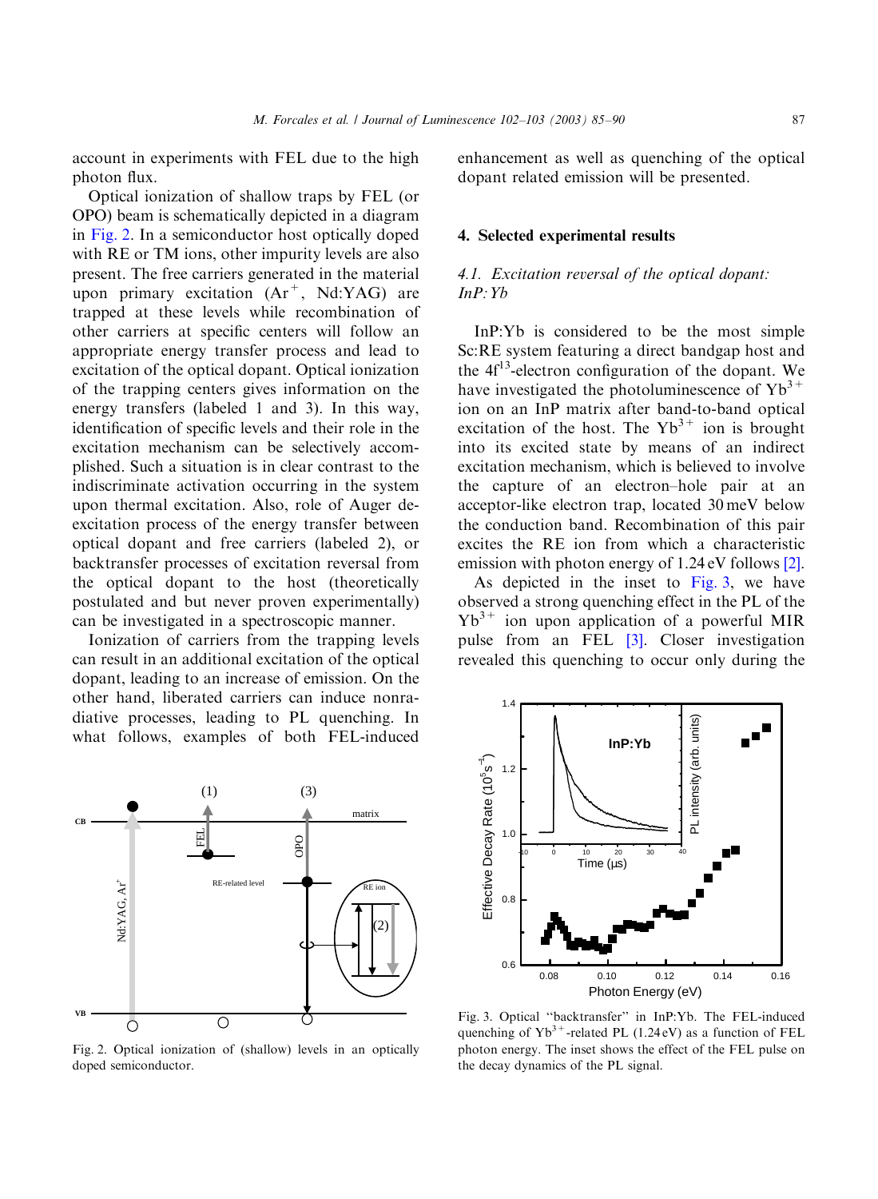account in experiments with FEL due to the high photon flux.

Optical ionization of shallow traps by FEL (or OPO) beam is schematically depicted in a diagram in Fig. 2. In a semiconductor host optically doped with RE or TM ions, other impurity levels are also present. The free carriers generated in the material upon primary excitation ($Ar^+$, Nd:YAG) are trapped at these levels while recombination of other carriers at specific centers will follow an appropriate energy transfer process and lead to excitation of the optical dopant. Optical ionization of the trapping centers gives information on the energy transfers (labeled 1 and 3). In this way, identification of specific levels and their role in the excitation mechanism can be selectively accomplished. Such a situation is in clear contrast to the indiscriminate activation occurring in the system upon thermal excitation. Also, role of Auger de-excitation process of the energy transfer between optical dopant and free carriers (labeled 2), or backtransfer processes of excitation reversal from the optical dopant to the host (theoretically postulated and but never proven experimentally) can be investigated in a spectroscopic manner.

Ionization of carriers from the trapping levels can result in an additional excitation of the optical dopant, leading to an increase of emission. On the other hand, liberated carriers can induce nonradiative processes, leading to PL quenching. In what follows, examples of both FEL-induced enhancement as well as quenching of the optical dopant related emission will be presented.

Fig. 2. Optical ionization of (shallow) levels in an optically doped semiconductor.

## 4. Selected experimental results

### 4.1. Excitation reversal of the optical dopant: InP:Yb

InP:Yb is considered to be the most simple Sc:RE system featuring a direct bandgap host and the $4f^{13}$-electron configuration of the dopant. We have investigated the photoluminescence of $Yb^{3+}$ ion on an InP matrix after band-to-band optical excitation of the host. The $Yb^{3+}$ ion is brought into its excited state by means of an indirect excitation mechanism, which is believed to involve the capture of an electron–hole pair at an acceptor-like electron trap, located 30 meV below the conduction band. Recombination of this pair excites the RE ion from which a characteristic emission with photon energy of 1.24 eV follows [2].

As depicted in the inset to Fig. 3, we have observed a strong quenching effect in the PL of the $Yb^{3+}$ ion upon application of a powerful MIR pulse from an FEL [3]. Closer investigation revealed this quenching to occur only during the

Fig. 3. Optical "backtransfer" in InP:Yb. The FEL-induced quenching of $Yb^{3+}$-related PL (1.24 eV) as a function of FEL photon energy. The inset shows the effect of the FEL pulse on the decay dynamics of the PL signal.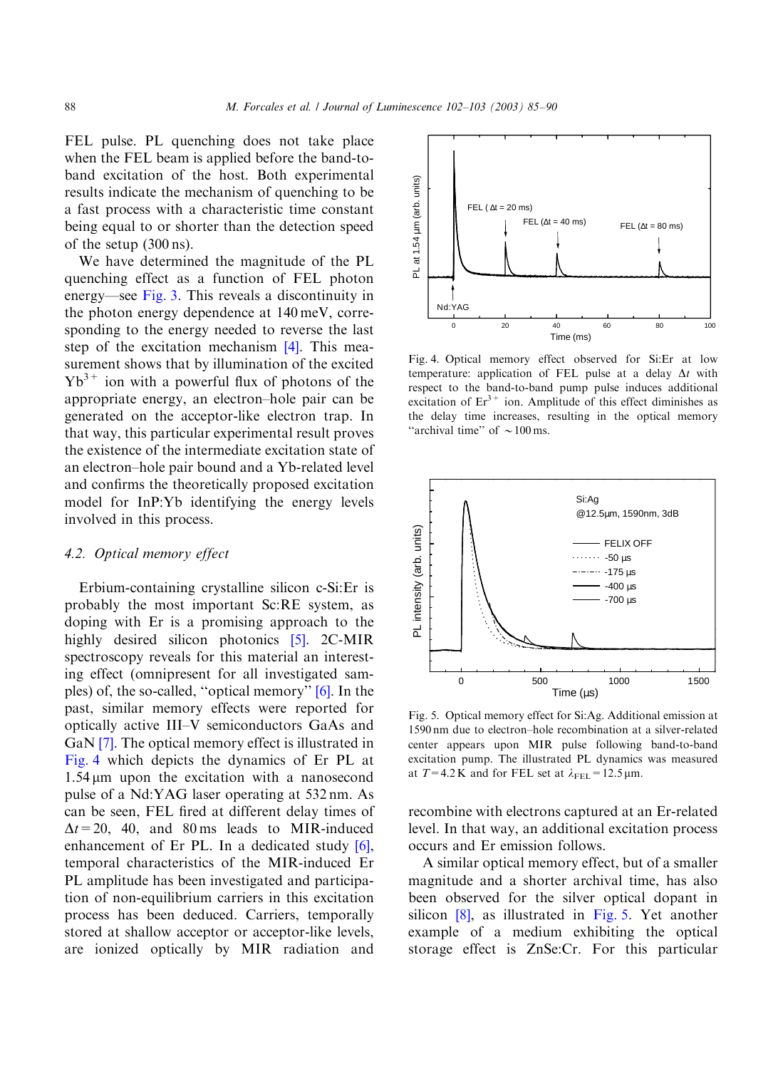FEL pulse. PL quenching does not take place when the FEL beam is applied before the band-to-band excitation of the host. Both experimental results indicate the mechanism of quenching to be a fast process with a characteristic time constant being equal to or shorter than the detection speed of the setup (300 ns).

We have determined the magnitude of the PL quenching effect as a function of FEL photon energy—see Fig. 3. This reveals a discontinuity in the photon energy dependence at 140 meV, corresponding to the energy needed to reverse the last step of the excitation mechanism [4]. This measurement shows that by illumination of the excited $Yb^{3+}$ ion with a powerful flux of photons of the appropriate energy, an electron–hole pair can be generated on the acceptor-like electron trap. In that way, this particular experimental result proves the existence of the intermediate excitation state of an electron–hole pair bound and a Yb-related level and confirms the theoretically proposed excitation model for InP:Yb identifying the energy levels involved in this process.

### 4.2. *Optical memory effect*

Erbium-containing crystalline silicon c-Si:Er is probably the most important Sc:RE system, as doping with Er is a promising approach to the highly desired silicon photonics [5]. 2C-MIR spectroscopy reveals for this material an interesting effect (omnipresent for all investigated samples) of, the so-called, "optical memory" [6]. In the past, similar memory effects were reported for optically active III–V semiconductors GaAs and GaN [7]. The optical memory effect is illustrated in Fig. 4 which depicts the dynamics of Er PL at 1.54 μm upon the excitation with a nanosecond pulse of a Nd:YAG laser operating at 532 nm. As can be seen, FEL fired at different delay times of $\Delta t = 20$, 40, and 80 ms leads to MIR-induced enhancement of Er PL. In a dedicated study [6], temporal characteristics of the MIR-induced Er PL amplitude has been investigated and participation of non-equilibrium carriers in this excitation process has been deduced. Carriers, temporally stored at shallow acceptor or acceptor-like levels, are ionized optically by MIR radiation and recombine with electrons captured at an Er-related level. In that way, an additional excitation process occurs and Er emission follows.

Fig. 4. Optical memory effect observed for Si:Er at low temperature: application of FEL pulse at a delay $\Delta t$ with respect to the band-to-band pump pulse induces additional excitation of $Er^{3+}$ ion. Amplitude of this effect diminishes as the delay time increases, resulting in the optical memory "archival time" of ~100 ms.

Fig. 5. Optical memory effect for Si:Ag. Additional emission at 1590 nm due to electron–hole recombination at a silver-related center appears upon MIR pulse following band-to-band excitation pump. The illustrated PL dynamics was measured at $T = 4.2$ K and for FEL set at $\lambda_{FEL} = 12.5$ μm.

A similar optical memory effect, but of a smaller magnitude and a shorter archival time, has also been observed for the silver optical dopant in silicon [8], as illustrated in Fig. 5. Yet another example of a medium exhibiting the optical storage effect is ZnSe:Cr. For this particular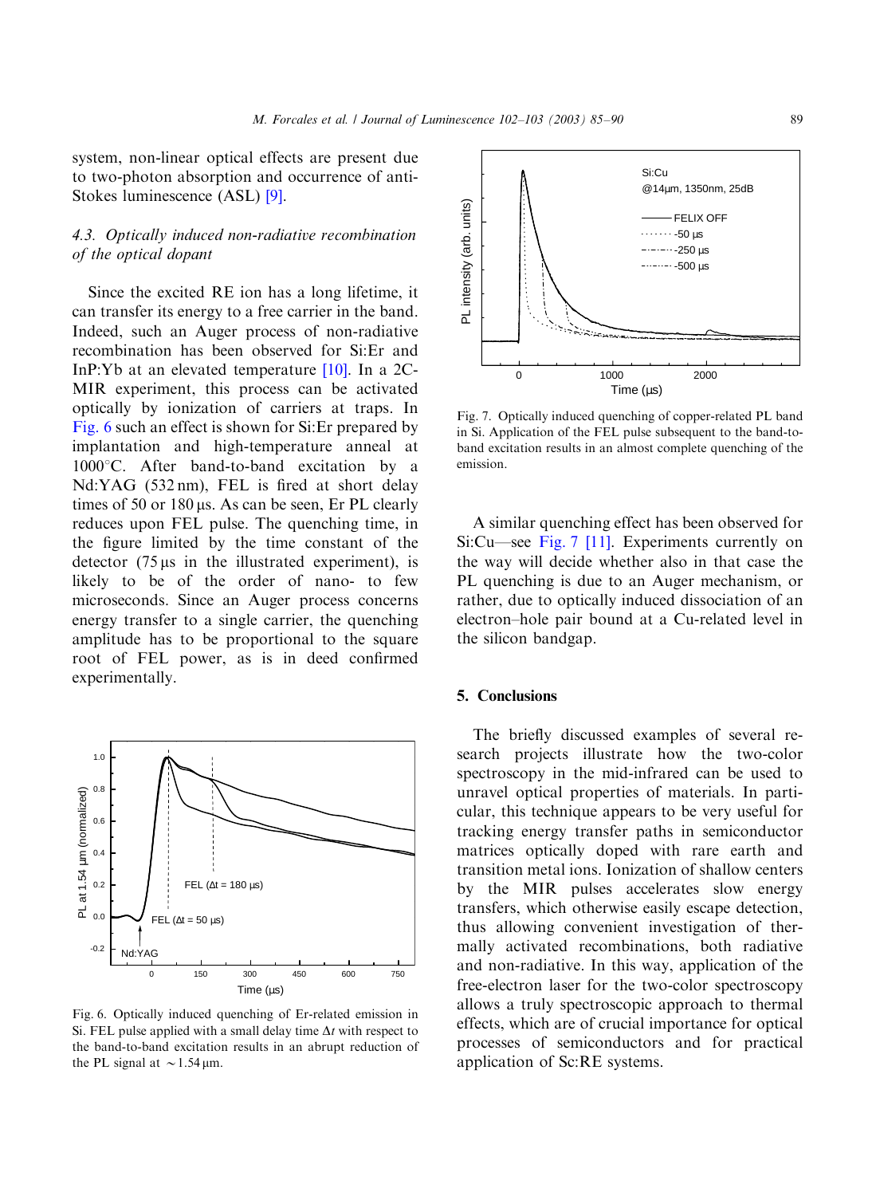system, non-linear optical effects are present due to two-photon absorption and occurrence of anti-Stokes luminescence (ASL) [9].

### 4.3. Optically induced non-radiative recombination of the optical dopant

Since the excited RE ion has a long lifetime, it can transfer its energy to a free carrier in the band. Indeed, such an Auger process of non-radiative recombination has been observed for Si:Er and InP:Yb at an elevated temperature [10]. In a 2C-MIR experiment, this process can be activated optically by ionization of carriers at traps. In Fig. 6 such an effect is shown for Si:Er prepared by implantation and high-temperature anneal at 1000°C. After band-to-band excitation by a Nd:YAG (532 nm), FEL is fired at short delay times of 50 or 180 μs. As can be seen, Er PL clearly reduces upon FEL pulse. The quenching time, in the figure limited by the time constant of the detector (75 μs in the illustrated experiment), is likely to be of the order of nano- to few microseconds. Since an Auger process concerns energy transfer to a single carrier, the quenching amplitude has to be proportional to the square root of FEL power, as is in deed confirmed experimentally.

Fig. 6. Optically induced quenching of Er-related emission in Si. FEL pulse applied with a small delay time $\Delta t$ with respect to the band-to-band excitation results in an abrupt reduction of the PL signal at $\sim 1.54\,\mu$m.

Fig. 7. Optically induced quenching of copper-related PL band in Si. Application of the FEL pulse subsequent to the band-to-band excitation results in an almost complete quenching of the emission.

A similar quenching effect has been observed for Si:Cu—see Fig. 7 [11]. Experiments currently on the way will decide whether also in that case the PL quenching is due to an Auger mechanism, or rather, due to optically induced dissociation of an electron–hole pair bound at a Cu-related level in the silicon bandgap.

## 5. Conclusions

The briefly discussed examples of several research projects illustrate how the two-color spectroscopy in the mid-infrared can be used to unravel optical properties of materials. In particular, this technique appears to be very useful for tracking energy transfer paths in semiconductor matrices optically doped with rare earth and transition metal ions. Ionization of shallow centers by the MIR pulses accelerates slow energy transfers, which otherwise easily escape detection, thus allowing convenient investigation of thermally activated recombinations, both radiative and non-radiative. In this way, application of the free-electron laser for the two-color spectroscopy allows a truly spectroscopic approach to thermal effects, which are of crucial importance for optical processes of semiconductors and for practical application of Sc:RE systems.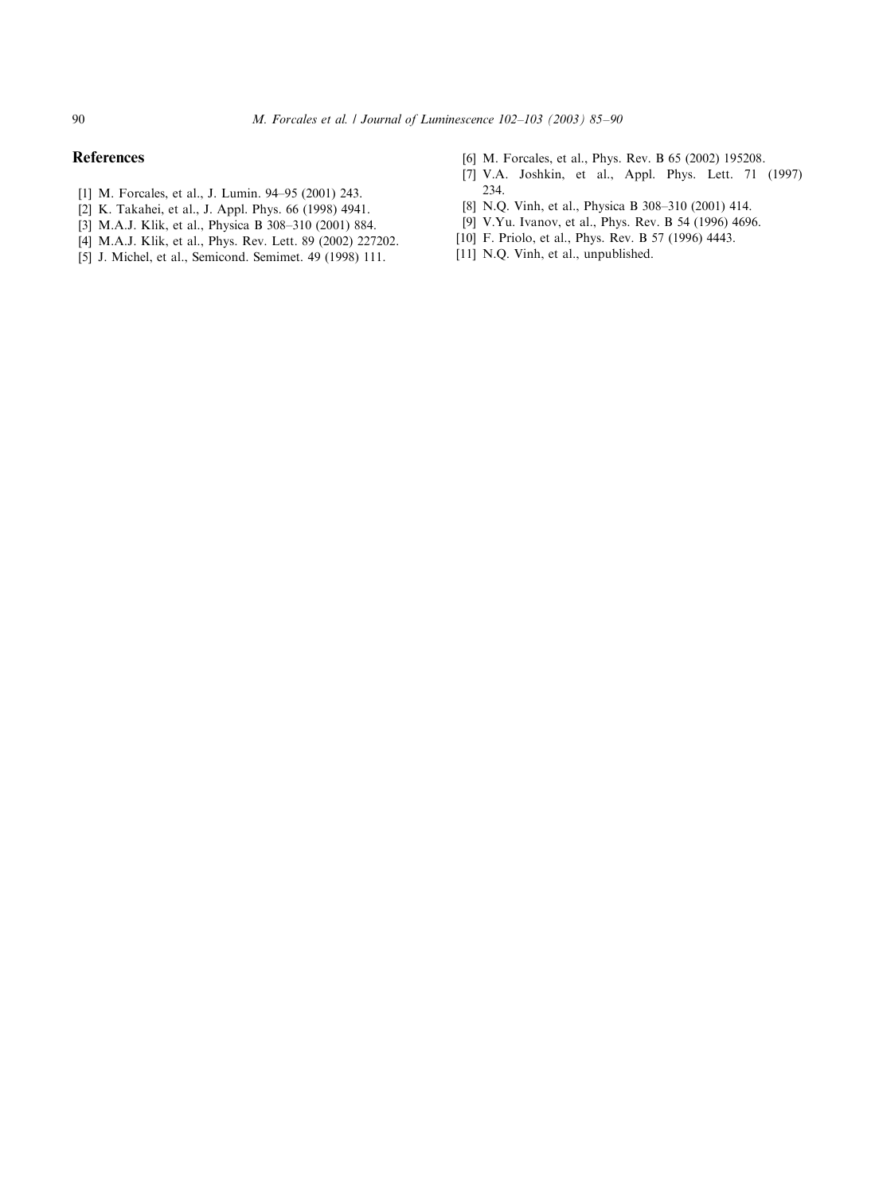## References

[1] M. Forcales, et al., J. Lumin. 94–95 (2001) 243.
[2] K. Takahei, et al., J. Appl. Phys. 66 (1998) 4941.
[3] M.A.J. Klik, et al., Physica B 308–310 (2001) 884.
[4] M.A.J. Klik, et al., Phys. Rev. Lett. 89 (2002) 227202.
[5] J. Michel, et al., Semicond. Semimet. 49 (1998) 111.
[6] M. Forcales, et al., Phys. Rev. B 65 (2002) 195208.
[7] V.A. Joshkin, et al., Appl. Phys. Lett. 71 (1997) 234.
[8] N.Q. Vinh, et al., Physica B 308–310 (2001) 414.
[9] V.Yu. Ivanov, et al., Phys. Rev. B 54 (1996) 4696.
[10] F. Priolo, et al., Phys. Rev. B 57 (1996) 4443.
[11] N.Q. Vinh, et al., unpublished.